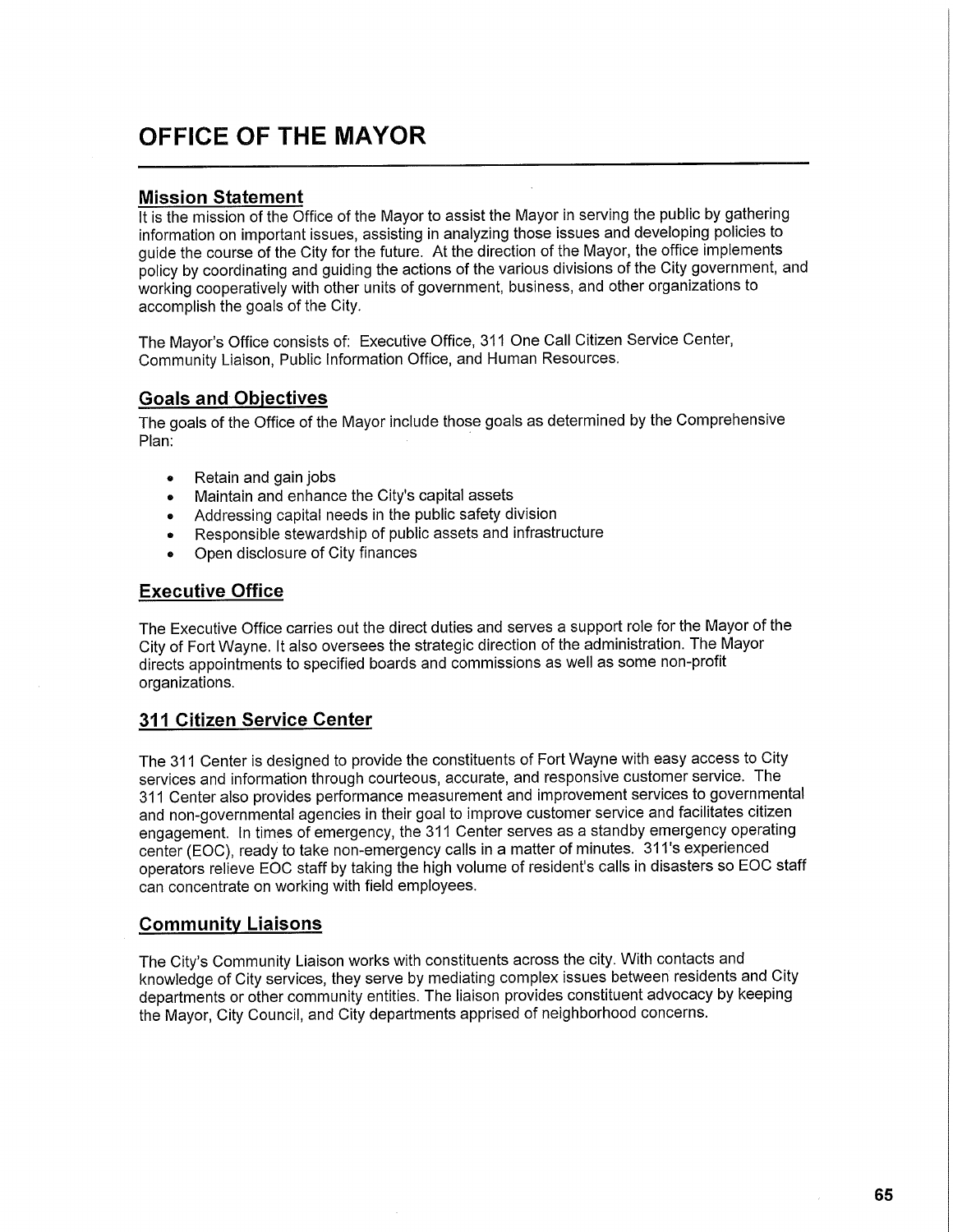# OFFICE OF THE MAYOR

## Mission Statement

It is the mission of the Office of the Mayor to assist the Mayor in serving the public by gathering information on important issues, assisting in analyzing those issues and developing policies to guide the course of the City for the future. At the direction of the Mayor, the office implements policy by coordinating and guiding the actions of the various divisions of the City government, and working cooperatively with other units of government, business, and other organizations to accomplish the goals of the City.

The Mayor's Office consists of: Executive Office, 311 One Call Citizen Service Center, Community Liaison, Public Information Office, and Human Resources.

## Goals and Objectives

The goals of the Office of the Mayor include those goals as determined by the Comprehensive Plan:

- Retain and gain jobs
- Maintain and enhance the City's capital assets
- Addressing capital needs in the public safety division
- Responsible stewardship of public assets and infrastructure
- Open disclosure of City finances

## Executive Office

The Executive Office carries out the direct duties and serves a support role for the Mayor of the City of Fort Wayne. It also oversees the strategic direction of the administration. The Mayor directs appointments to specified boards and commissions as well as some non-profit organizations.

## 311 Citizen Service Center

The 311 Center is designed to provide the constituents of Fort Wayne with easy access to City services and information through courteous, accurate, and responsive customer service. The 311 Center also provides performance measurement and improvement services to governmental and non-governmental agencies in their goal to improve customer service and facilitates citizen engagement. In times of emergency, the 311 Center serves as a standby emergency operating center (EOC), ready to take non-emergency calls in a matter of minutes. 311's experienced operators relieve EOC staff by taking the high volume of resident's calls in disasters so EOC staff can concentrate on working with field employees.

## Community Liaisons

The City's Community Liaison works with constituents across the city. With contacts and knowledge of City services, they serve by mediating complex issues between residents and City departments or other community entities. The liaison provides constituent advocacy by keeping the Mayor, City Council, and City departments apprised of neighborhood concerns.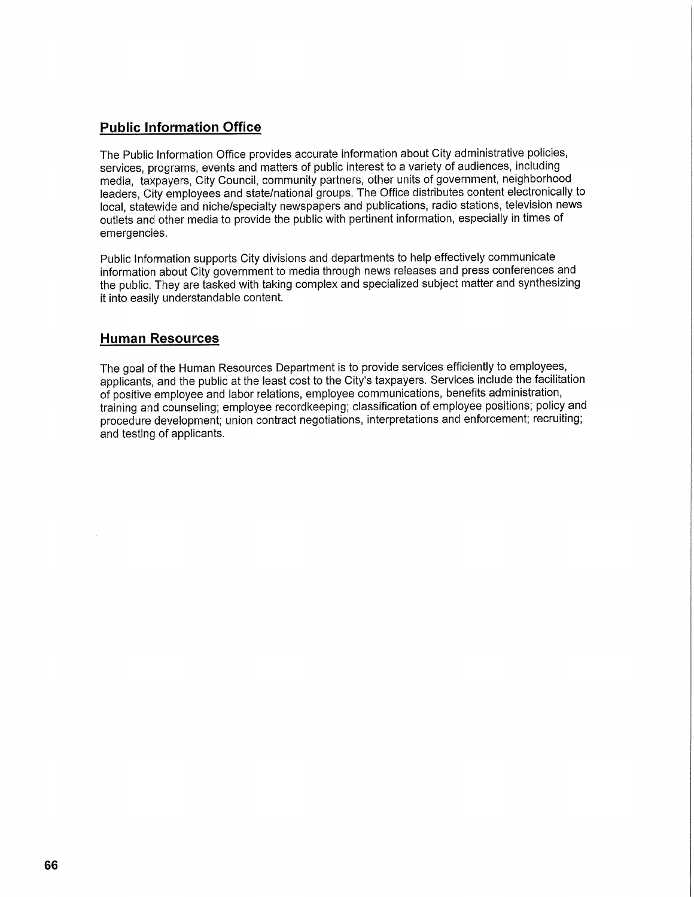## Public Information Office

The Public Information Office provides accurate information about City administrative policies, services, programs, events and matters of public interest to a variety of audiences, including media, taxpayers, City Council, community partners, other units of government, neighborhood leaders, City employees and state/national groups. The Office distributes content electronically to local, statewide and niche/specialty newspapers and publications, radio stations, television news outlets and other media to provide the public with pertinent information, especially in times of emergencies.

Public Information supports City divisions and departments to help effectively communicate information about City government to media through news releases and press conferences and the public. They are tasked with taking complex and specialized subject matter and synthesizing it into easily understandable content.

## Human Resources

The goal of the Human Resources Department is to provide services efficiently to employees, applicants, and the public at the least cost to the City's taxpayers. Services include the facilitation of positive employee and labor relations, employee communications, benefits administration, training and counseling; employee recordkeeping; classification of employee positions; policy and procedure development; union contract negotiations, interpretations and enforcement; recruiting; and testing of applicants.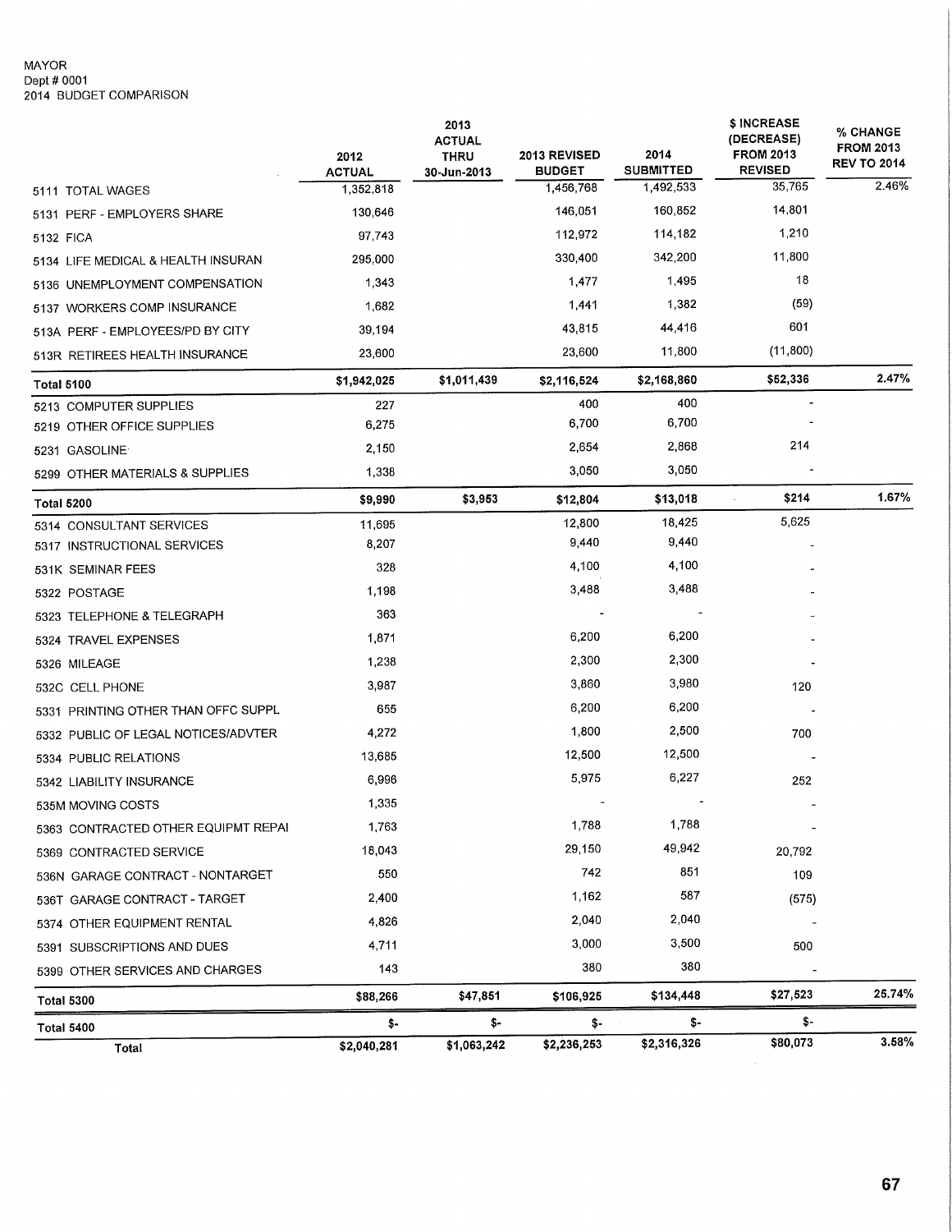MAYOR
Dept # 0001
2014 BUDGET COMPARISON

| | 2012 ACTUAL | 2013 ACTUAL THRU 30-Jun-2013 | 2013 REVISED BUDGET | 2014 SUBMITTED | $ INCREASE (DECREASE) FROM 2013 REVISED | % CHANGE FROM 2013 REV TO 2014 |
|---|---|---|---|---|---|---|
| 5111 TOTAL WAGES | 1,352,818 | | 1,456,768 | 1,492,533 | 35,765 | 2.46% |
| 5131 PERF - EMPLOYERS SHARE | 130,646 | | 146,051 | 160,852 | 14,801 | |
| 5132 FICA | 97,743 | | 112,972 | 114,182 | 1,210 | |
| 5134 LIFE MEDICAL & HEALTH INSURAN | 295,000 | | 330,400 | 342,200 | 11,800 | |
| 5136 UNEMPLOYMENT COMPENSATION | 1,343 | | 1,477 | 1,495 | 18 | |
| 5137 WORKERS COMP INSURANCE | 1,682 | | 1,441 | 1,382 | (59) | |
| 513A PERF - EMPLOYEES/PD BY CITY | 39,194 | | 43,815 | 44,416 | 601 | |
| 513R RETIREES HEALTH INSURANCE | 23,600 | | 23,600 | 11,800 | (11,800) | |
| **Total 5100** | **$1,942,025** | **$1,011,439** | **$2,116,524** | **$2,168,860** | **$52,336** | **2.47%** |
| 5213 COMPUTER SUPPLIES | 227 | | 400 | 400 | - | |
| 5219 OTHER OFFICE SUPPLIES | 6,275 | | 6,700 | 6,700 | - | |
| 5231 GASOLINE | 2,150 | | 2,654 | 2,868 | 214 | |
| 5299 OTHER MATERIALS & SUPPLIES | 1,338 | | 3,050 | 3,050 | - | |
| **Total 5200** | **$9,990** | **$3,953** | **$12,804** | **$13,018** | **$214** | **1.67%** |
| 5314 CONSULTANT SERVICES | 11,695 | | 12,800 | 18,425 | 5,625 | |
| 5317 INSTRUCTIONAL SERVICES | 8,207 | | 9,440 | 9,440 | - | |
| 531K SEMINAR FEES | 328 | | 4,100 | 4,100 | - | |
| 5322 POSTAGE | 1,198 | | 3,488 | 3,488 | - | |
| 5323 TELEPHONE & TELEGRAPH | 363 | | - | - | - | |
| 5324 TRAVEL EXPENSES | 1,871 | | 6,200 | 6,200 | - | |
| 5326 MILEAGE | 1,238 | | 2,300 | 2,300 | - | |
| 532C CELL PHONE | 3,987 | | 3,860 | 3,980 | 120 | |
| 5331 PRINTING OTHER THAN OFFC SUPPL | 655 | | 6,200 | 6,200 | - | |
| 5332 PUBLIC OF LEGAL NOTICES/ADVTER | 4,272 | | 1,800 | 2,500 | 700 | |
| 5334 PUBLIC RELATIONS | 13,685 | | 12,500 | 12,500 | - | |
| 5342 LIABILITY INSURANCE | 6,996 | | 5,975 | 6,227 | 252 | |
| 535M MOVING COSTS | 1,335 | | - | - | - | |
| 5363 CONTRACTED OTHER EQUIPMT REPAI | 1,763 | | 1,788 | 1,788 | - | |
| 5369 CONTRACTED SERVICE | 18,043 | | 29,150 | 49,942 | 20,792 | |
| 536N GARAGE CONTRACT - NONTARGET | 550 | | 742 | 851 | 109 | |
| 536T GARAGE CONTRACT - TARGET | 2,400 | | 1,162 | 587 | (575) | |
| 5374 OTHER EQUIPMENT RENTAL | 4,826 | | 2,040 | 2,040 | - | |
| 5391 SUBSCRIPTIONS AND DUES | 4,711 | | 3,000 | 3,500 | 500 | |
| 5399 OTHER SERVICES AND CHARGES | 143 | | 380 | 380 | - | |
| **Total 5300** | **$88,266** | **$47,851** | **$106,925** | **$134,448** | **$27,523** | **25.74%** |
| **Total 5400** | **$-** | **$-** | **$-** | **$-** | **$-** | |
| **Total** | **$2,040,281** | **$1,063,242** | **$2,236,253** | **$2,316,326** | **$80,073** | **3.58%** |